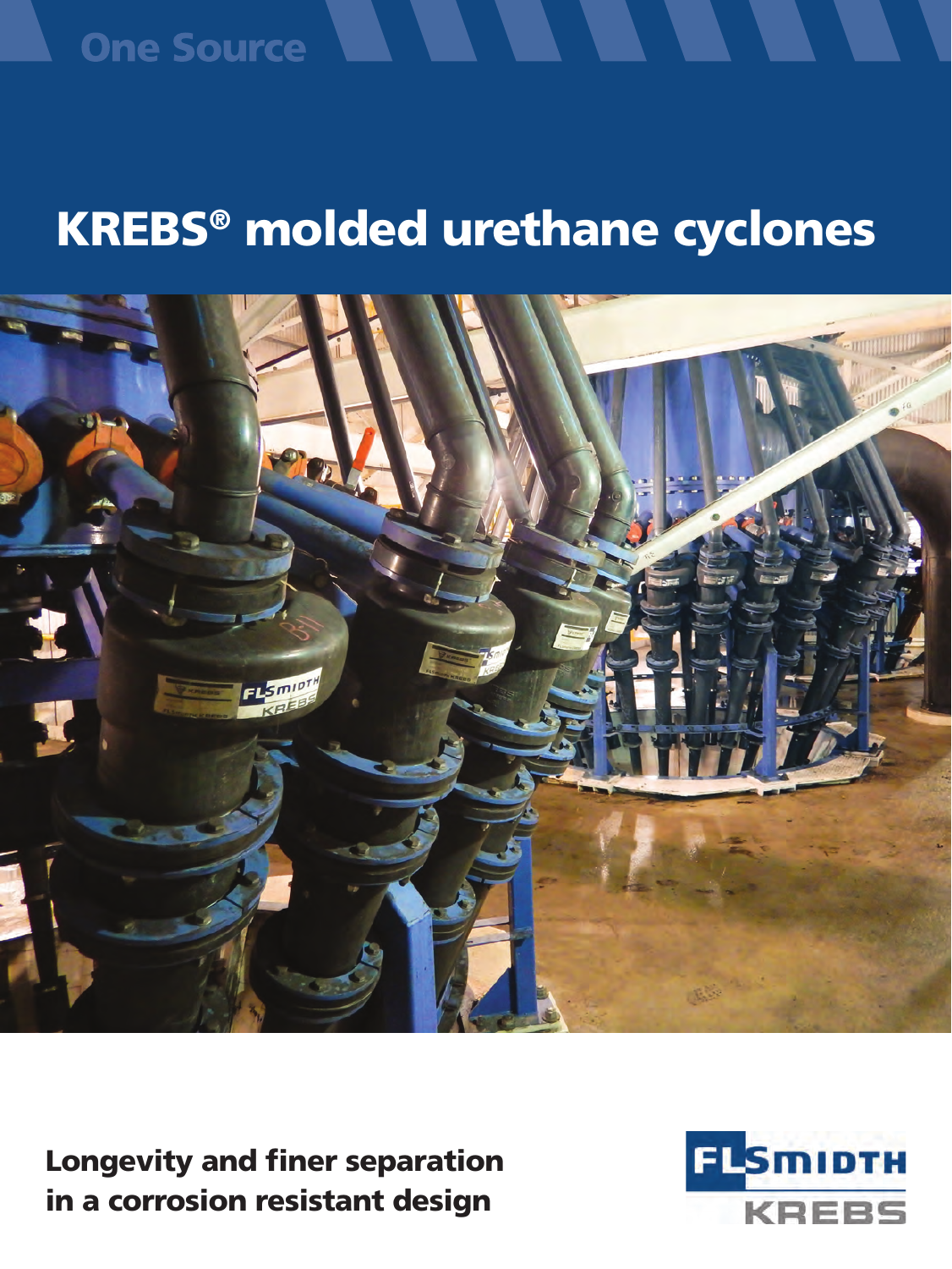One Source

# KREBS® molded urethane cyclones

**Longevity and finer separation in a corrosion resistant design**

FLSMIDTH KREBS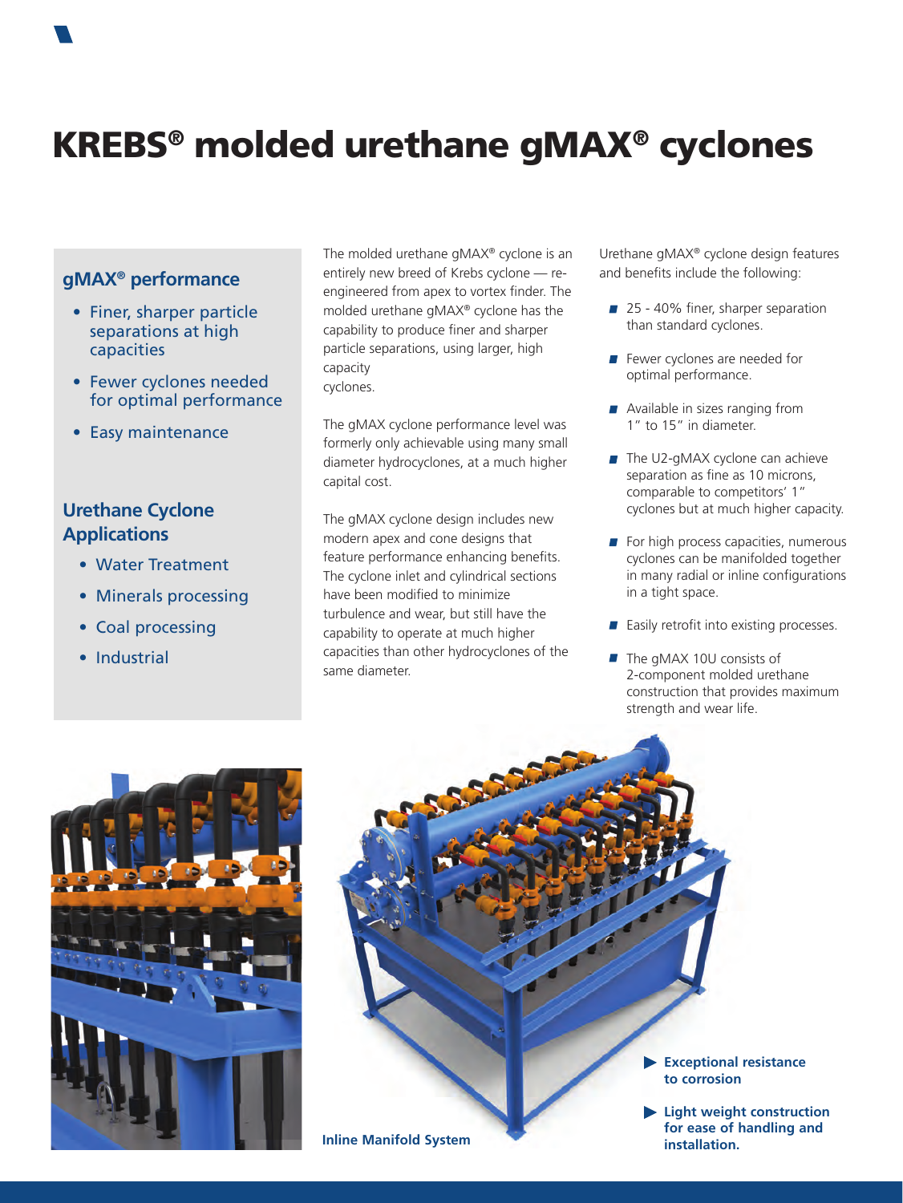# KREBS® molded urethane gMAX® cyclones

## gMAX® performance

- Finer, sharper particle separations at high capacities
- Fewer cyclones needed for optimal performance
- Easy maintenance

## Urethane Cyclone Applications

- Water Treatment
- Minerals processing
- Coal processing
- Industrial

The molded urethane gMAX® cyclone is an entirely new breed of Krebs cyclone — re-engineered from apex to vortex finder. The molded urethane gMAX® cyclone has the capability to produce finer and sharper particle separations, using larger, high capacity cyclones.

The gMAX cyclone performance level was formerly only achievable using many small diameter hydrocyclones, at a much higher capital cost.

The gMAX cyclone design includes new modern apex and cone designs that feature performance enhancing benefits. The cyclone inlet and cylindrical sections have been modified to minimize turbulence and wear, but still have the capability to operate at much higher capacities than other hydrocyclones of the same diameter.

Urethane gMAX® cyclone design features and benefits include the following:

- 25 - 40% finer, sharper separation than standard cyclones.
- Fewer cyclones are needed for optimal performance.
- Available in sizes ranging from 1" to 15" in diameter.
- The U2-gMAX cyclone can achieve separation as fine as 10 microns, comparable to competitors' 1" cyclones but at much higher capacity.
- For high process capacities, numerous cyclones can be manifolded together in many radial or inline configurations in a tight space.
- Easily retrofit into existing processes.
- The gMAX 10U consists of 2-component molded urethane construction that provides maximum strength and wear life.

Inline Manifold System

- **Exceptional resistance to corrosion**
- **Light weight construction for ease of handling and installation.**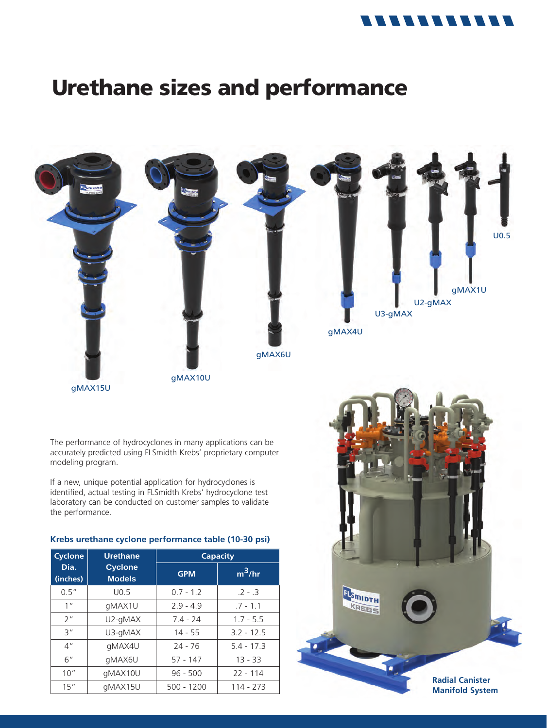# Urethane sizes and performance

gMAX15U

gMAX10U

gMAX6U

gMAX4U

U3-gMAX

U2-gMAX

gMAX1U

U0.5

The performance of hydrocyclones in many applications can be accurately predicted using FLSmidth Krebs' proprietary computer modeling program.

If a new, unique potential application for hydrocyclones is identified, actual testing in FLSmidth Krebs' hydrocyclone test laboratory can be conducted on customer samples to validate the performance.

### Krebs urethane cyclone performance table (10-30 psi)

| Cyclone Dia. (inches) | Urethane Cyclone Models | Capacity | |
|---|---|---|---|
| | | GPM | $m^3$/hr |
| 0.5" | U0.5 | 0.7 - 1.2 | .2 - .3 |
| 1" | gMAX1U | 2.9 - 4.9 | .7 - 1.1 |
| 2" | U2-gMAX | 7.4 - 24 | 1.7 - 5.5 |
| 3" | U3-gMAX | 14 - 55 | 3.2 - 12.5 |
| 4" | gMAX4U | 24 - 76 | 5.4 - 17.3 |
| 6" | gMAX6U | 57 - 147 | 13 - 33 |
| 10" | gMAX10U | 96 - 500 | 22 - 114 |
| 15" | gMAX15U | 500 - 1200 | 114 - 273 |

**Radial Canister Manifold System**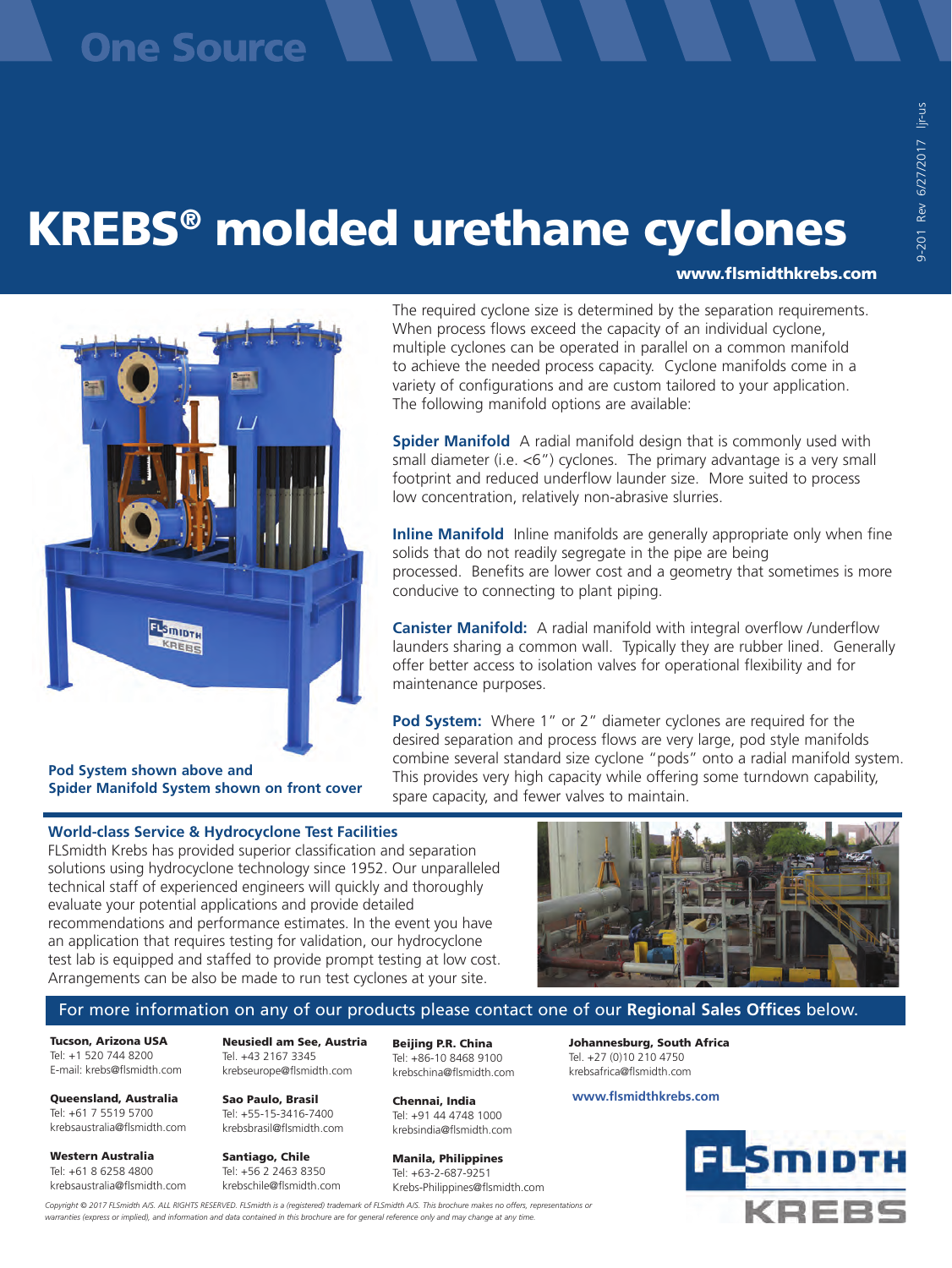# One Source

# KREBS® molded urethane cyclones

www.flsmidthkrebs.com

Pod System shown above and
Spider Manifold System shown on front cover

The required cyclone size is determined by the separation requirements. When process flows exceed the capacity of an individual cyclone, multiple cyclones can be operated in parallel on a common manifold to achieve the needed process capacity. Cyclone manifolds come in a variety of configurations and are custom tailored to your application. The following manifold options are available:

**Spider Manifold** A radial manifold design that is commonly used with small diameter (i.e. <6") cyclones. The primary advantage is a very small footprint and reduced underflow launder size. More suited to process low concentration, relatively non-abrasive slurries.

**Inline Manifold** Inline manifolds are generally appropriate only when fine solids that do not readily segregate in the pipe are being processed. Benefits are lower cost and a geometry that sometimes is more conducive to connecting to plant piping.

**Canister Manifold:** A radial manifold with integral overflow /underflow launders sharing a common wall. Typically they are rubber lined. Generally offer better access to isolation valves for operational flexibility and for maintenance purposes.

**Pod System:** Where 1" or 2" diameter cyclones are required for the desired separation and process flows are very large, pod style manifolds combine several standard size cyclone "pods" onto a radial manifold system. This provides very high capacity while offering some turndown capability, spare capacity, and fewer valves to maintain.

## World-class Service & Hydrocyclone Test Facilities

FLSmidth Krebs has provided superior classification and separation solutions using hydrocyclone technology since 1952. Our unparalleled technical staff of experienced engineers will quickly and thoroughly evaluate your potential applications and provide detailed recommendations and performance estimates. In the event you have an application that requires testing for validation, our hydrocyclone test lab is equipped and staffed to provide prompt testing at low cost. Arrangements can be also be made to run test cyclones at your site.

For more information on any of our products please contact one of our **Regional Sales Offices** below.

**Tucson, Arizona USA**
Tel: +1 520 744 8200
E-mail: krebs@flsmidth.com

**Queensland, Australia**
Tel: +61 7 5519 5700
krebsaustralia@flsmidth.com

**Western Australia**
Tel: +61 8 6258 4800
krebsaustralia@flsmidth.com

**Neusiedl am See, Austria**
Tel. +43 2167 3345
krebseurope@flsmidth.com

**Sao Paulo, Brasil**
Tel: +55-15-3416-7400
krebsbrasil@flsmidth.com

**Santiago, Chile**
Tel: +56 2 2463 8350
krebschile@flsmidth.com

**Beijing P.R. China**
Tel: +86-10 8468 9100
krebschina@flsmidth.com

**Chennai, India**
Tel: +91 44 4748 1000
krebsindia@flsmidth.com

**Manila, Philippines**
Tel: +63-2-687-9251
Krebs-Philippines@flsmidth.com

**Johannesburg, South Africa**
Tel. +27 (0)10 210 4750
krebsafrica@flsmidth.com

www.flsmidthkrebs.com

*Copyright © 2017 FLSmidth A/S. ALL RIGHTS RESERVED. FLSmidth is a (registered) trademark of FLSmidth A/S. This brochure makes no offers, representations or warranties (express or implied), and information and data contained in this brochure are for general reference only and may change at any time.*

9-201 Rev 6/27/2017 ljr-us